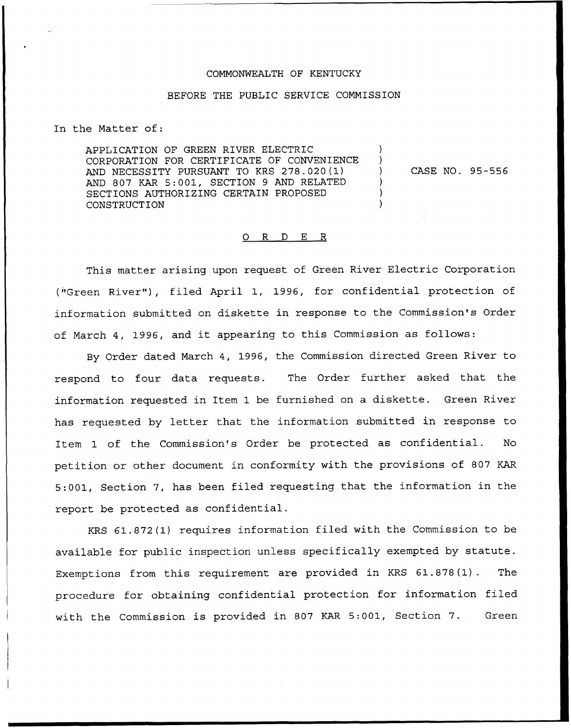COMMONWEALTH OF KENTUCKY

BEFORE THE PUBLIC SERVICE COMMISSION

In the Matter of:

| | | |
|---|---|---|
| APPLICATION OF GREEN RIVER ELECTRIC CORPORATION FOR CERTIFICATE OF CONVENIENCE AND NECESSITY PURSUANT TO KRS 278.020(1) AND 807 KAR 5:001, SECTION 9 AND RELATED SECTIONS AUTHORIZING CERTAIN PROPOSED CONSTRUCTION | ) | CASE NO. 95-556 |

## O R D E R

This matter arising upon request of Green River Electric Corporation ("Green River"), filed April 1, 1996, for confidential protection of information submitted on diskette in response to the Commission's Order of March 4, 1996, and it appearing to this Commission as follows:

By Order dated March 4, 1996, the Commission directed Green River to respond to four data requests. The Order further asked that the information requested in Item 1 be furnished on a diskette. Green River has requested by letter that the information submitted in response to Item 1 of the Commission's Order be protected as confidential. No petition or other document in conformity with the provisions of 807 KAR 5:001, Section 7, has been filed requesting that the information in the report be protected as confidential.

KRS 61.872(1) requires information filed with the Commission to be available for public inspection unless specifically exempted by statute. Exemptions from this requirement are provided in KRS 61.878(1). The procedure for obtaining confidential protection for information filed with the Commission is provided in 807 KAR 5:001, Section 7. Green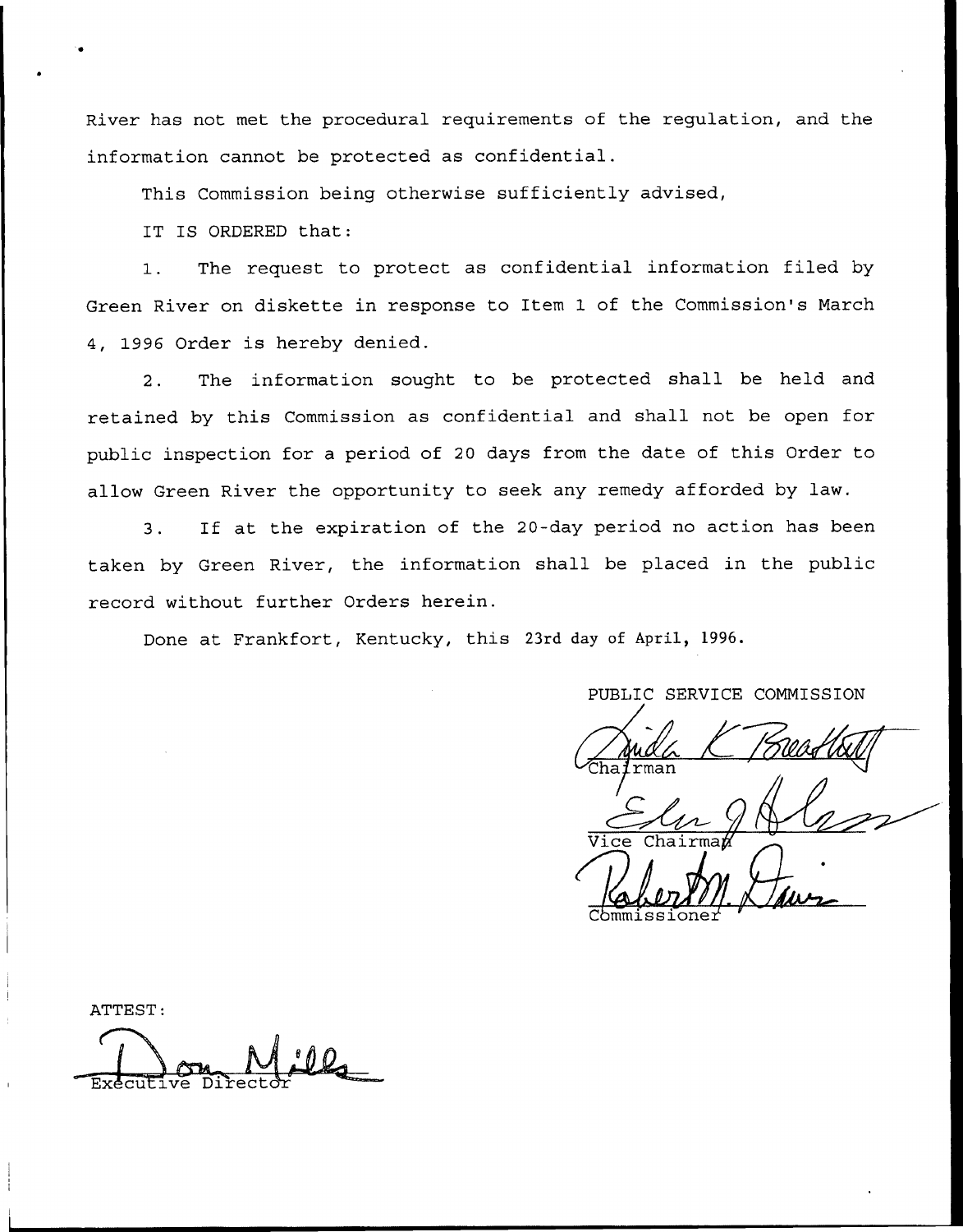River has not met the procedural requirements of the regulation, and the information cannot be protected as confidential.

This Commission being otherwise sufficiently advised,

IT IS ORDERED that:

1. The request to protect as confidential information filed by Green River on diskette in response to Item 1 of the Commission's March 4, 1996 Order is hereby denied.

2. The information sought to be protected shall be held and retained by this Commission as confidential and shall not be open for public inspection for a period of 20 days from the date of this Order to allow Green River the opportunity to seek any remedy afforded by law.

3. If at the expiration of the 20-day period no action has been taken by Green River, the information shall be placed in the public record without further Orders herein.

Done at Frankfort, Kentucky, this 23rd day of April, 1996.

PUBLIC SERVICE COMMISSION

Chairman

Vice Chairman

Commissioner

ATTEST:

Executive Director